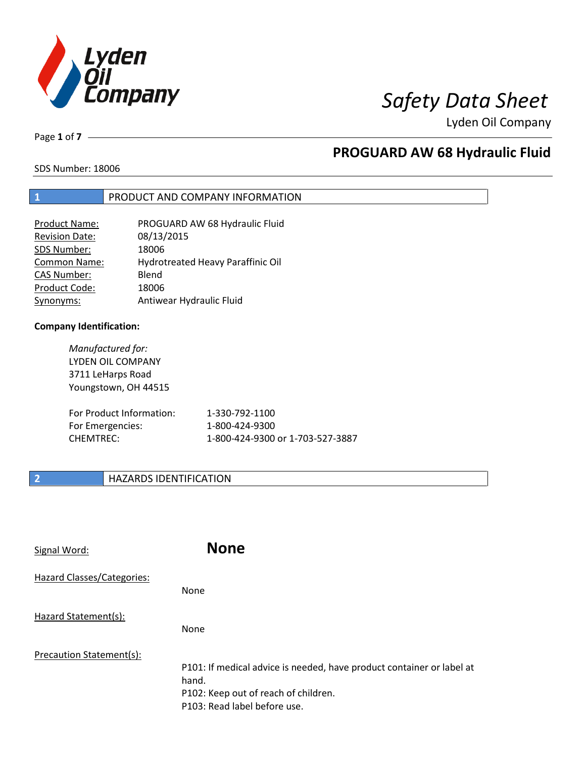# Safety Data Sheet

Lyden Oil Company

## PROGUARD AW 68 Hydraulic Fluid

SDS Number: 18006

## 1 PRODUCT AND COMPANY INFORMATION

| | |
|---|---|
| Product Name: | PROGUARD AW 68 Hydraulic Fluid |
| Revision Date: | 08/13/2015 |
| SDS Number: | 18006 |
| Common Name: | Hydrotreated Heavy Paraffinic Oil |
| CAS Number: | Blend |
| Product Code: | 18006 |
| Synonyms: | Antiwear Hydraulic Fluid |

**Company Identification:**

*Manufactured for:*
LYDEN OIL COMPANY
3711 LeHarps Road
Youngstown, OH 44515

| | |
|---|---|
| For Product Information: | 1-330-792-1100 |
| For Emergencies: | 1-800-424-9300 |
| CHEMTREC: | 1-800-424-9300 or 1-703-527-3887 |

## 2 HAZARDS IDENTIFICATION

Signal Word: **None**

Hazard Classes/Categories:

None

Hazard Statement(s):

None

Precaution Statement(s):

P101: If medical advice is needed, have product container or label at hand.
P102: Keep out of reach of children.
P103: Read label before use.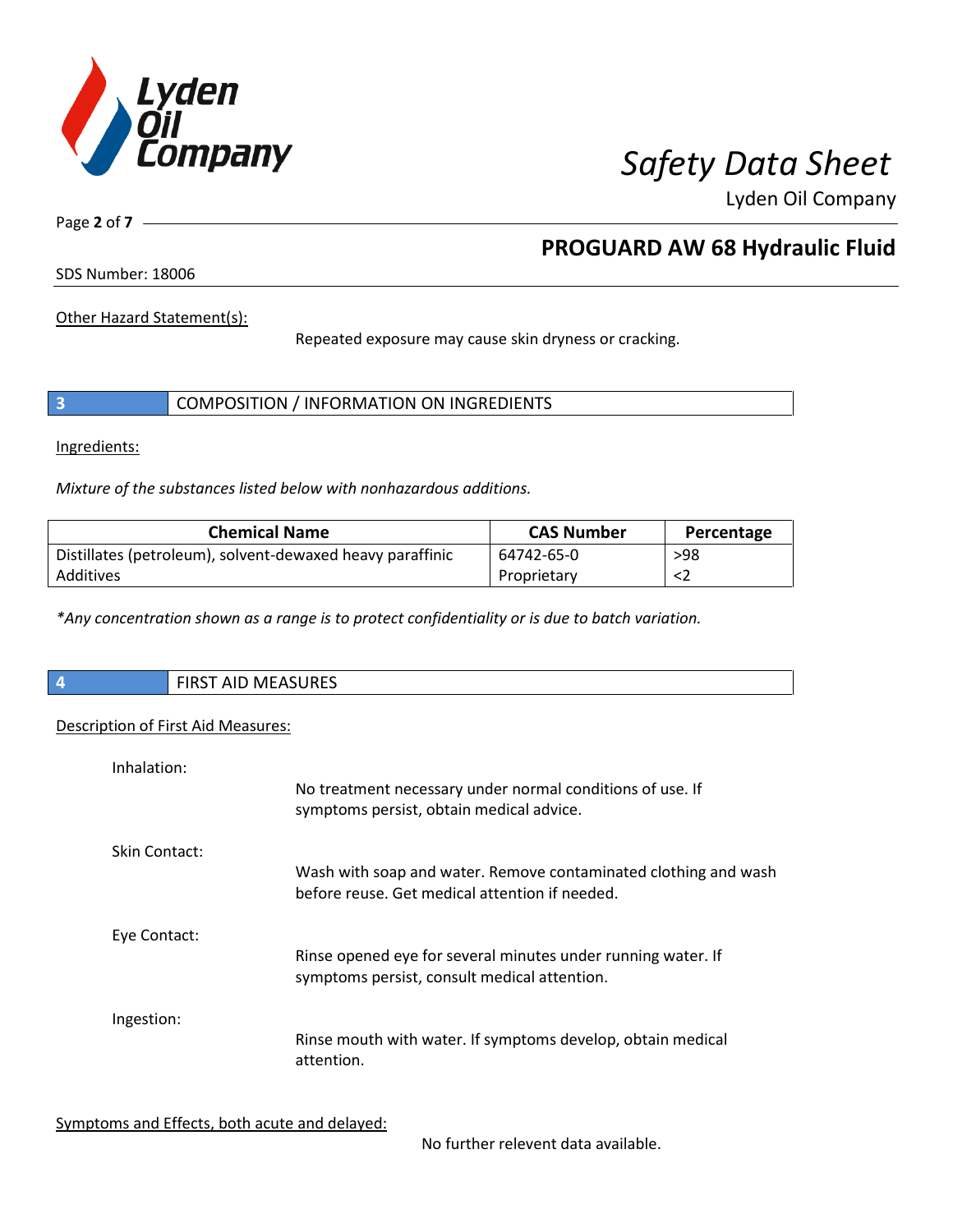Other Hazard Statement(s):

Repeated exposure may cause skin dryness or cracking.

## 3 COMPOSITION / INFORMATION ON INGREDIENTS

Ingredients:

*Mixture of the substances listed below with nonhazardous additions.*

| Chemical Name | CAS Number | Percentage |
| --- | --- | --- |
| Distillates (petroleum), solvent-dewaxed heavy paraffinic | 64742-65-0 | >98 |
| Additives | Proprietary | <2 |

*\*Any concentration shown as a range is to protect confidentiality or is due to batch variation.*

## 4 FIRST AID MEASURES

Description of First Aid Measures:

Inhalation:

No treatment necessary under normal conditions of use. If symptoms persist, obtain medical advice.

Skin Contact:

Wash with soap and water. Remove contaminated clothing and wash before reuse. Get medical attention if needed.

Eye Contact:

Rinse opened eye for several minutes under running water. If symptoms persist, consult medical attention.

Ingestion:

Rinse mouth with water. If symptoms develop, obtain medical attention.

Symptoms and Effects, both acute and delayed:

No further relevent data available.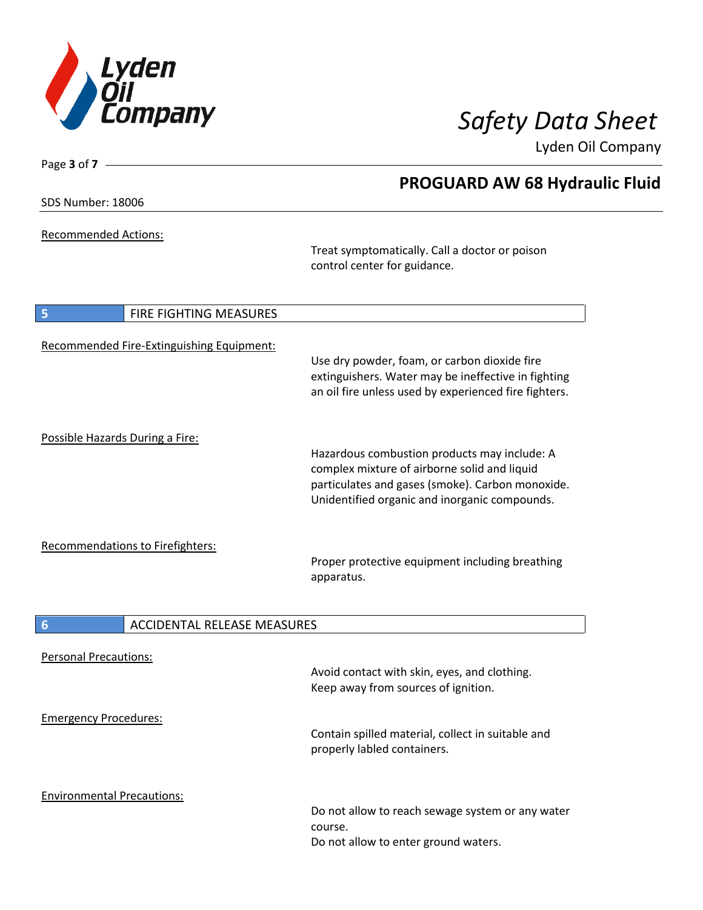Recommended Actions:

Treat symptomatically. Call a doctor or poison control center for guidance.

## 5 FIRE FIGHTING MEASURES

Recommended Fire-Extinguishing Equipment:

Use dry powder, foam, or carbon dioxide fire extinguishers. Water may be ineffective in fighting an oil fire unless used by experienced fire fighters.

Possible Hazards During a Fire:

Hazardous combustion products may include: A complex mixture of airborne solid and liquid particulates and gases (smoke). Carbon monoxide. Unidentified organic and inorganic compounds.

Recommendations to Firefighters:

Proper protective equipment including breathing apparatus.

## 6 ACCIDENTAL RELEASE MEASURES

Personal Precautions:

Avoid contact with skin, eyes, and clothing. Keep away from sources of ignition.

Emergency Procedures:

Contain spilled material, collect in suitable and properly labled containers.

Environmental Precautions:

Do not allow to reach sewage system or any water course.
Do not allow to enter ground waters.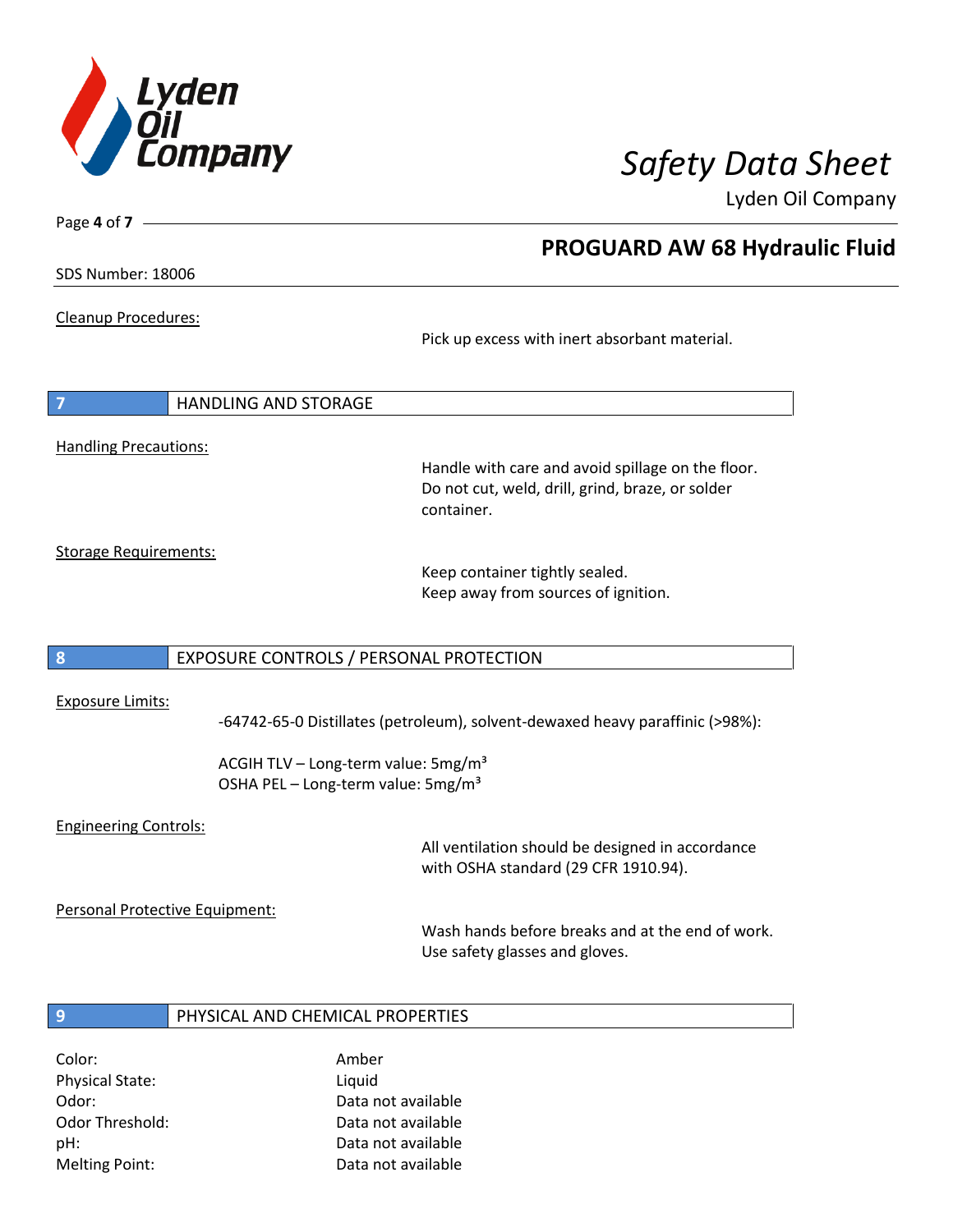Cleanup Procedures:

Pick up excess with inert absorbant material.

## 7 HANDLING AND STORAGE

Handling Precautions:

Handle with care and avoid spillage on the floor. Do not cut, weld, drill, grind, braze, or solder container.

Storage Requirements:

Keep container tightly sealed.
Keep away from sources of ignition.

## 8 EXPOSURE CONTROLS / PERSONAL PROTECTION

Exposure Limits:

-64742-65-0 Distillates (petroleum), solvent-dewaxed heavy paraffinic (>98%):

ACGIH TLV – Long-term value: 5mg/m³
OSHA PEL – Long-term value: 5mg/m³

Engineering Controls:

All ventilation should be designed in accordance with OSHA standard (29 CFR 1910.94).

Personal Protective Equipment:

Wash hands before breaks and at the end of work.
Use safety glasses and gloves.

## 9 PHYSICAL AND CHEMICAL PROPERTIES

| | |
|---|---|
| Color: | Amber |
| Physical State: | Liquid |
| Odor: | Data not available |
| Odor Threshold: | Data not available |
| pH: | Data not available |
| Melting Point: | Data not available |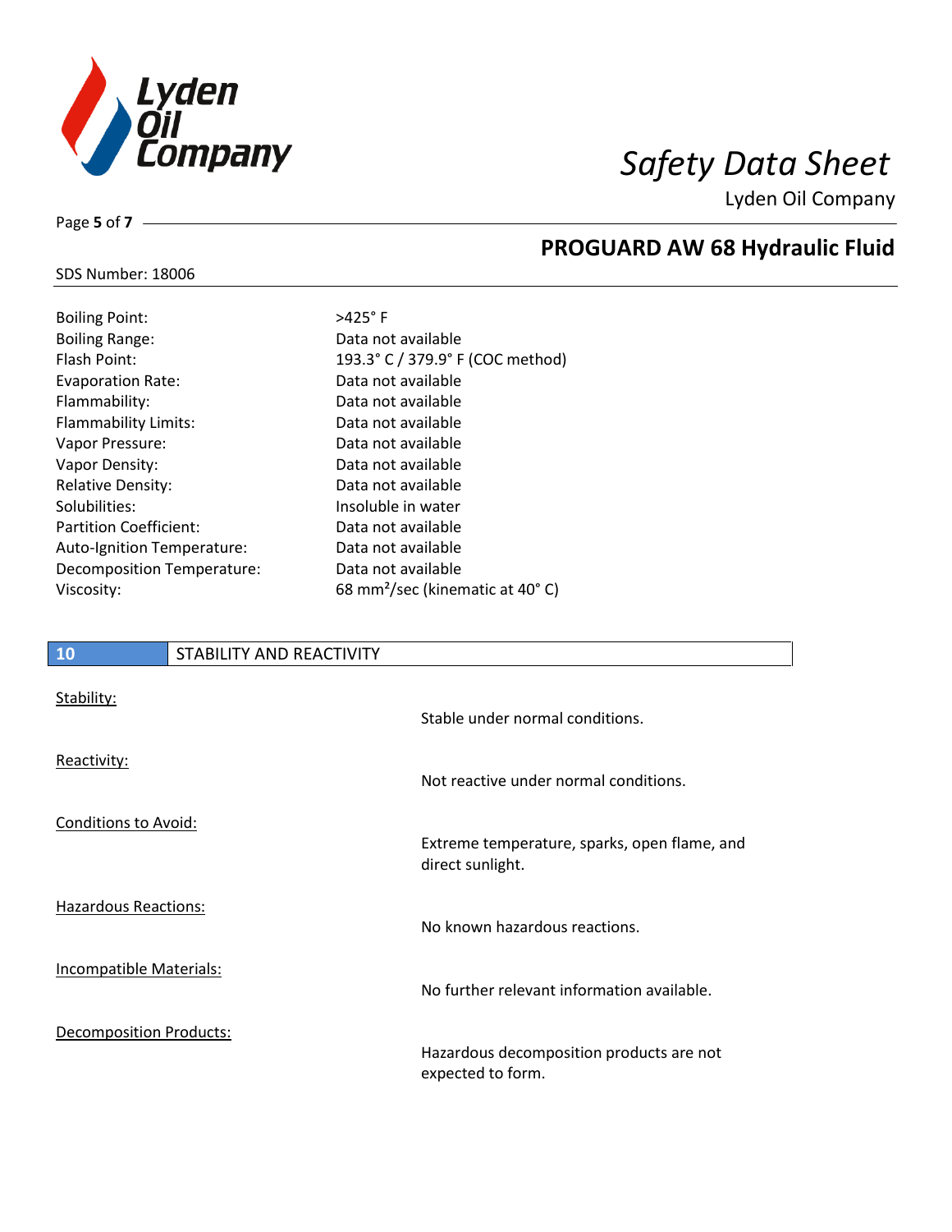| | |
|---|---|
| Boiling Point: | >425° F |
| Boiling Range: | Data not available |
| Flash Point: | 193.3° C / 379.9° F (COC method) |
| Evaporation Rate: | Data not available |
| Flammability: | Data not available |
| Flammability Limits: | Data not available |
| Vapor Pressure: | Data not available |
| Vapor Density: | Data not available |
| Relative Density: | Data not available |
| Solubilities: | Insoluble in water |
| Partition Coefficient: | Data not available |
| Auto-Ignition Temperature: | Data not available |
| Decomposition Temperature: | Data not available |
| Viscosity: | 68 $mm^2$/sec (kinematic at 40° C) |

## 10 STABILITY AND REACTIVITY

Stability:

Stable under normal conditions.

Reactivity:

Not reactive under normal conditions.

Conditions to Avoid:

Extreme temperature, sparks, open flame, and direct sunlight.

Hazardous Reactions:

No known hazardous reactions.

Incompatible Materials:

No further relevant information available.

Decomposition Products:

Hazardous decomposition products are not expected to form.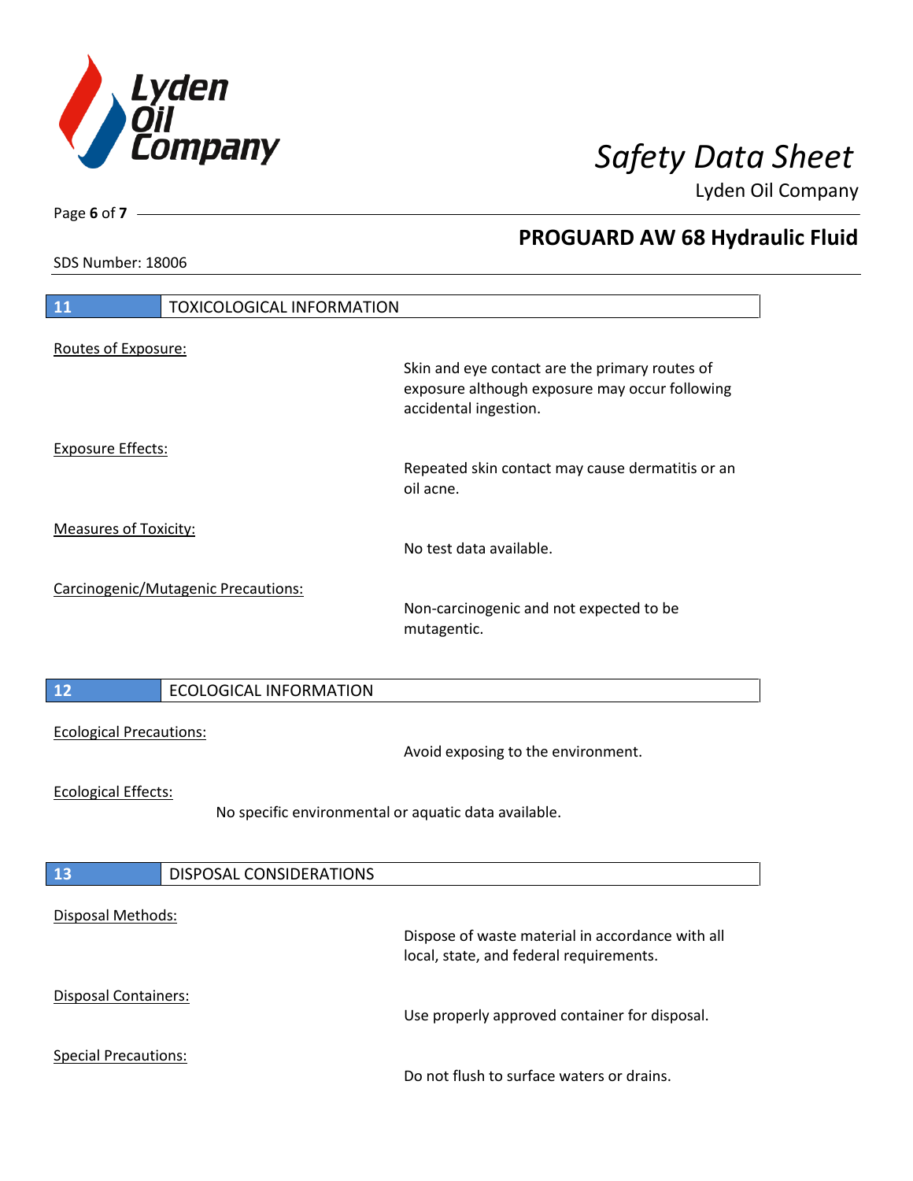## 11 TOXICOLOGICAL INFORMATION

Routes of Exposure:

Skin and eye contact are the primary routes of exposure although exposure may occur following accidental ingestion.

Exposure Effects:

Repeated skin contact may cause dermatitis or an oil acne.

Measures of Toxicity:

No test data available.

Carcinogenic/Mutagenic Precautions:

Non-carcinogenic and not expected to be mutagentic.

## 12 ECOLOGICAL INFORMATION

Ecological Precautions:

Avoid exposing to the environment.

Ecological Effects:

No specific environmental or aquatic data available.

## 13 DISPOSAL CONSIDERATIONS

Disposal Methods:

Dispose of waste material in accordance with all local, state, and federal requirements.

Disposal Containers:

Use properly approved container for disposal.

Special Precautions:

Do not flush to surface waters or drains.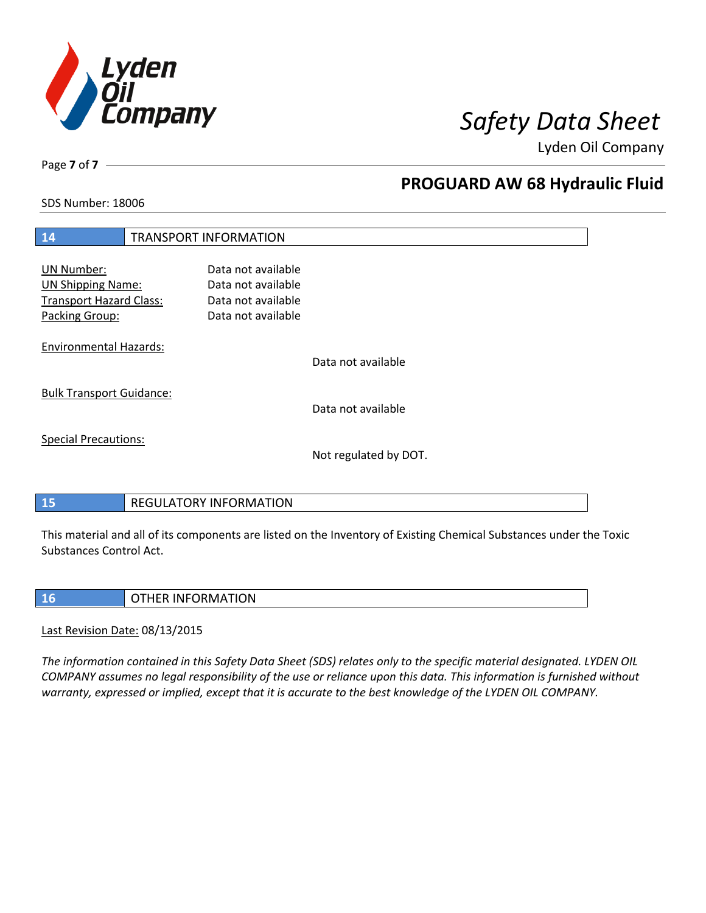## 14 TRANSPORT INFORMATION

| | |
|---|---|
| UN Number: | Data not available |
| UN Shipping Name: | Data not available |
| Transport Hazard Class: | Data not available |
| Packing Group: | Data not available |

Environmental Hazards:

Data not available

Bulk Transport Guidance:

Data not available

Special Precautions:

Not regulated by DOT.

## 15 REGULATORY INFORMATION

This material and all of its components are listed on the Inventory of Existing Chemical Substances under the Toxic Substances Control Act.

## 16 OTHER INFORMATION

Last Revision Date: 08/13/2015

*The information contained in this Safety Data Sheet (SDS) relates only to the specific material designated. LYDEN OIL COMPANY assumes no legal responsibility of the use or reliance upon this data. This information is furnished without warranty, expressed or implied, except that it is accurate to the best knowledge of the LYDEN OIL COMPANY.*